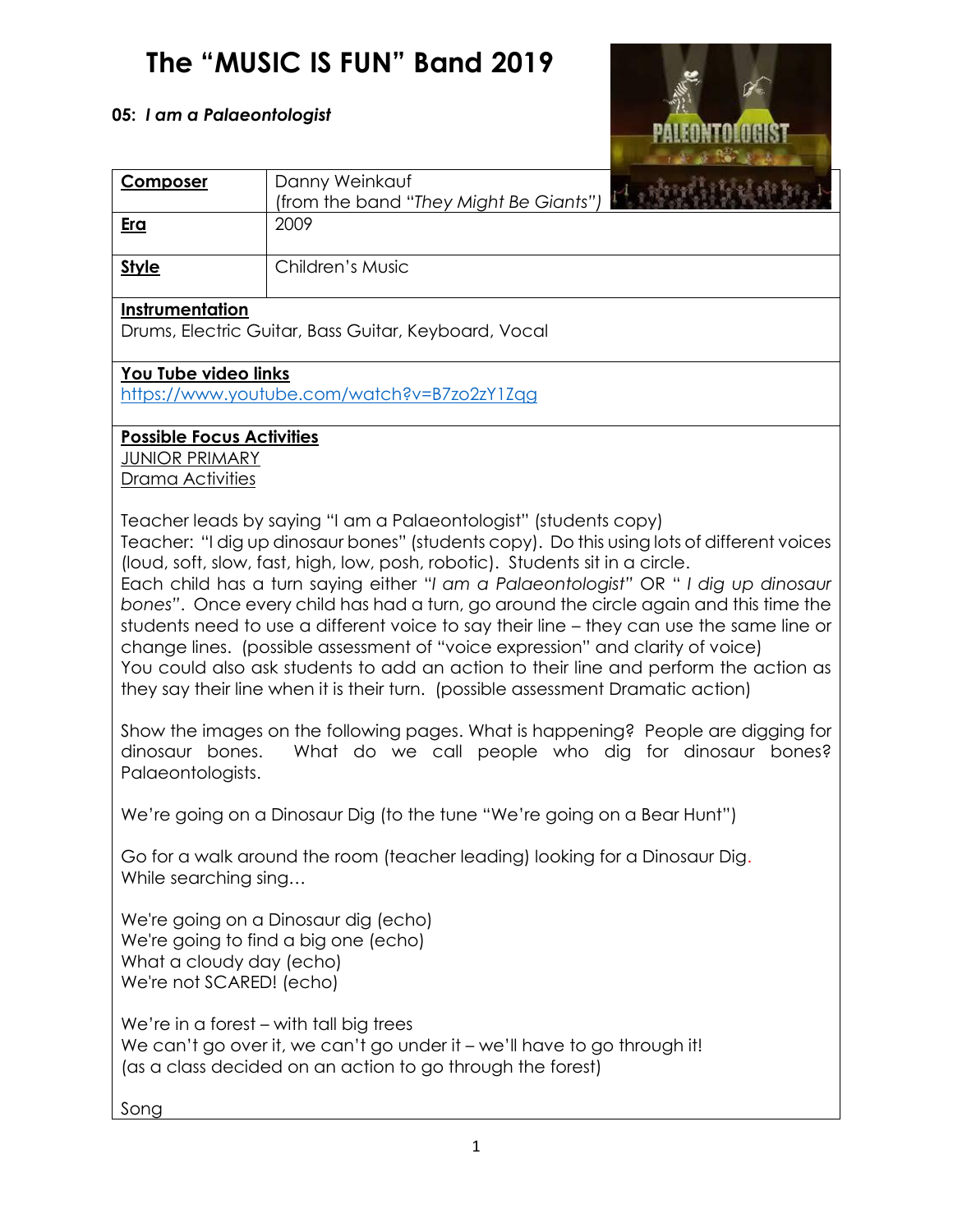# The "MUSIC IS FUN" Band 2019

**05:** ***I am a Palaeontologist***

| **Composer** | Danny Weinkauf (from the band "*They Might Be Giants*") |
| --- | --- |
| **Era** | 2009 |
| **Style** | Children's Music |

**Instrumentation**
Drums, Electric Guitar, Bass Guitar, Keyboard, Vocal

**You Tube video links**
https://www.youtube.com/watch?v=B7zo2zY1Zqg

**Possible Focus Activities**
JUNIOR PRIMARY
Drama Activities

Teacher leads by saying "I am a Palaeontologist" (students copy)
Teacher: "I dig up dinosaur bones" (students copy). Do this using lots of different voices (loud, soft, slow, fast, high, low, posh, robotic). Students sit in a circle.
Each child has a turn saying either "*I am a Palaeontologist*" OR " *I dig up dinosaur bones*". Once every child has had a turn, go around the circle again and this time the students need to use a different voice to say their line – they can use the same line or change lines. (possible assessment of "voice expression" and clarity of voice)
You could also ask students to add an action to their line and perform the action as they say their line when it is their turn. (possible assessment Dramatic action)

Show the images on the following pages. What is happening? People are digging for dinosaur bones. What do we call people who dig for dinosaur bones? Palaeontologists.

We're going on a Dinosaur Dig (to the tune "We're going on a Bear Hunt")

Go for a walk around the room (teacher leading) looking for a Dinosaur Dig.
While searching sing…

We're going on a Dinosaur dig (echo)
We're going to find a big one (echo)
What a cloudy day (echo)
We're not SCARED! (echo)

We're in a forest – with tall big trees
We can't go over it, we can't go under it – we'll have to go through it!
(as a class decided on an action to go through the forest)

Song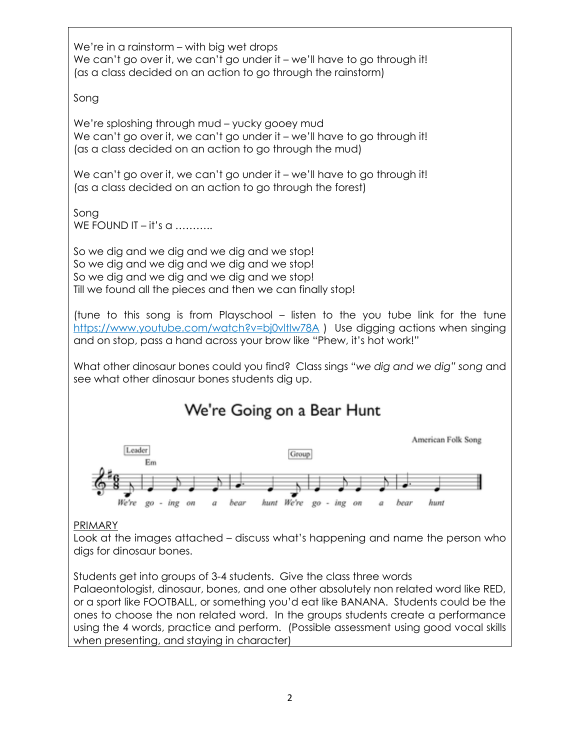We're in a rainstorm – with big wet drops
We can't go over it, we can't go under it – we'll have to go through it!
(as a class decided on an action to go through the rainstorm)

Song

We're sploshing through mud – yucky gooey mud
We can't go over it, we can't go under it – we'll have to go through it!
(as a class decided on an action to go through the mud)

We can't go over it, we can't go under it – we'll have to go through it!
(as a class decided on an action to go through the forest)

Song
WE FOUND IT – it's a ………..

So we dig and we dig and we dig and we stop!
So we dig and we dig and we dig and we stop!
So we dig and we dig and we dig and we stop!
Till we found all the pieces and then we can finally stop!

(tune to this song is from Playschool – listen to the you tube link for the tune https://www.youtube.com/watch?v=bj0vltlw78A ) Use digging actions when singing and on stop, pass a hand across your brow like "Phew, it's hot work!"

What other dinosaur bones could you find? Class sings "*we dig and we dig" song* and see what other dinosaur bones students dig up.

## We're Going on a Bear Hunt

American Folk Song

Leader: We're go - ing on a bear hunt
Group: We're go - ing on a bear hunt

PRIMARY

Look at the images attached – discuss what's happening and name the person who digs for dinosaur bones.

Students get into groups of 3-4 students. Give the class three words Palaeontologist, dinosaur, bones, and one other absolutely non related word like RED, or a sport like FOOTBALL, or something you'd eat like BANANA. Students could be the ones to choose the non related word. In the groups students create a performance using the 4 words, practice and perform. (Possible assessment using good vocal skills when presenting, and staying in character)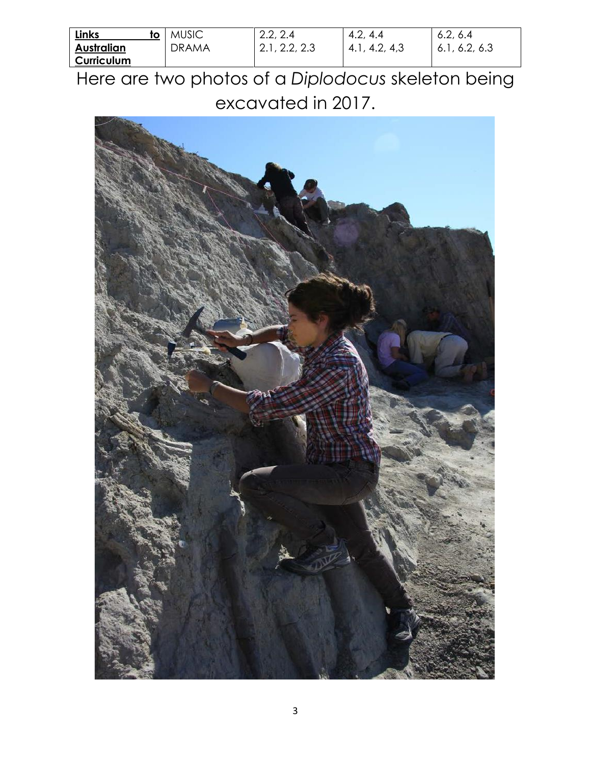| Links to Australian Curriculum | MUSIC | 2.2, 2.4 | 4.2, 4.4 | 6.2, 6.4 |
| --- | --- | --- | --- | --- |
| | DRAMA | 2.1, 2.2, 2.3 | 4.1, 4.2, 4,3 | 6.1, 6.2, 6.3 |

Here are two photos of a *Diplodocus* skeleton being excavated in 2017.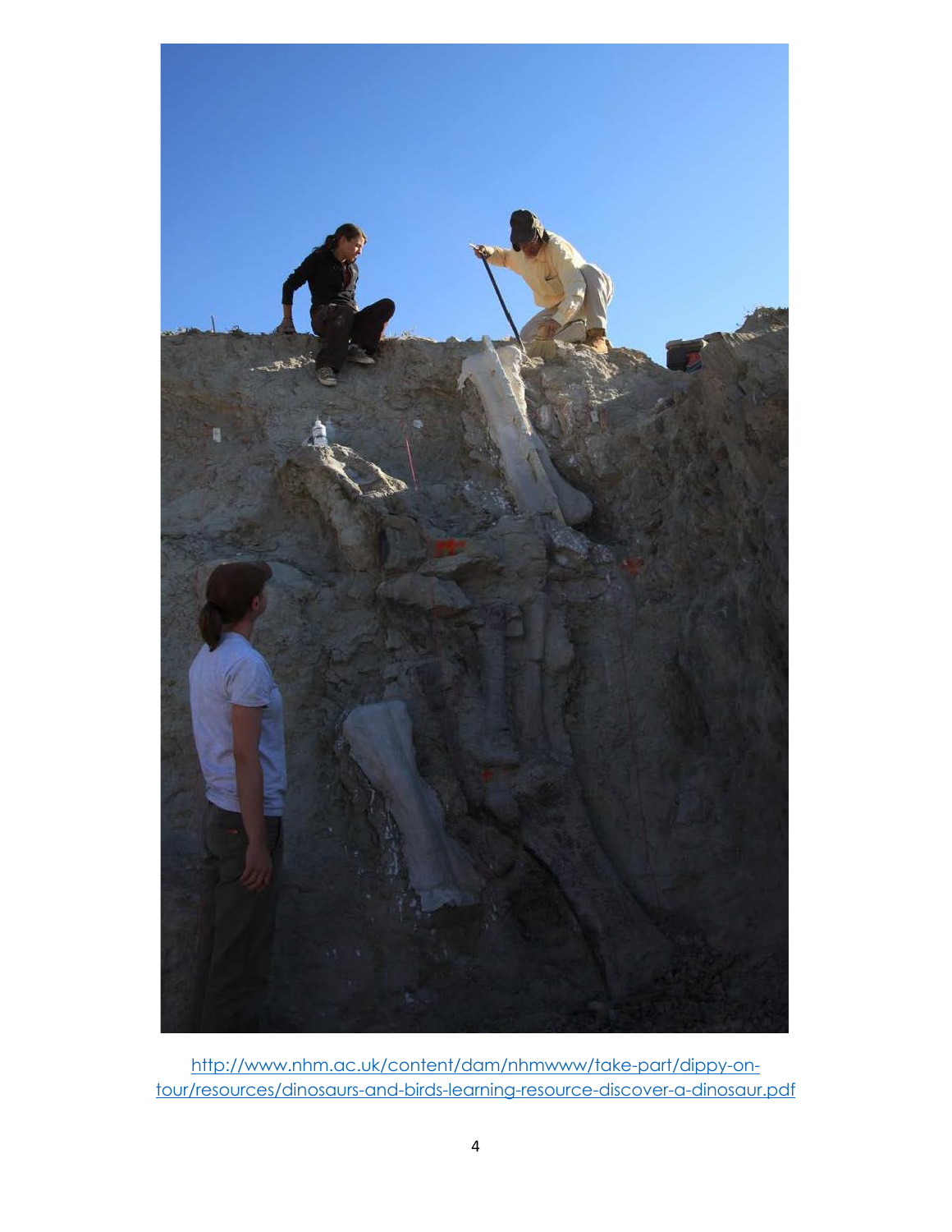http://www.nhm.ac.uk/content/dam/nhmwww/take-part/dippy-on-tour/resources/dinosaurs-and-birds-learning-resource-discover-a-dinosaur.pdf